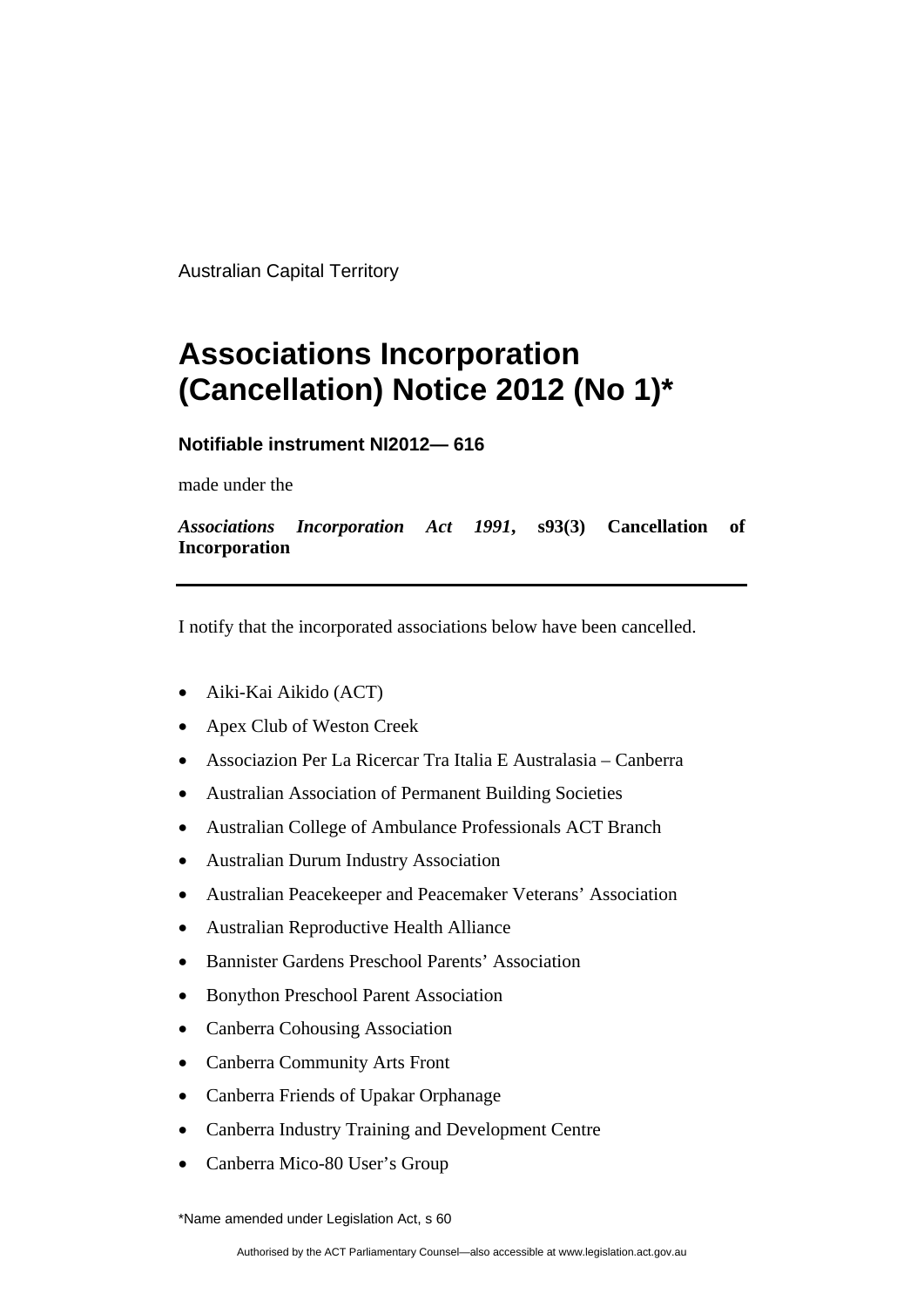Australian Capital Territory

# Associations Incorporation (Cancellation) Notice 2012 (No 1)*

**Notifiable instrument NI2012— 616**

made under the

***Associations Incorporation Act 1991*, s93(3) Cancellation of Incorporation**

---

I notify that the incorporated associations below have been cancelled.

- Aiki-Kai Aikido (ACT)
- Apex Club of Weston Creek
- Associazion Per La Ricercar Tra Italia E Australasia – Canberra
- Australian Association of Permanent Building Societies
- Australian College of Ambulance Professionals ACT Branch
- Australian Durum Industry Association
- Australian Peacekeeper and Peacemaker Veterans' Association
- Australian Reproductive Health Alliance
- Bannister Gardens Preschool Parents' Association
- Bonython Preschool Parent Association
- Canberra Cohousing Association
- Canberra Community Arts Front
- Canberra Friends of Upakar Orphanage
- Canberra Industry Training and Development Centre
- Canberra Mico-80 User's Group

*Name amended under Legislation Act, s 60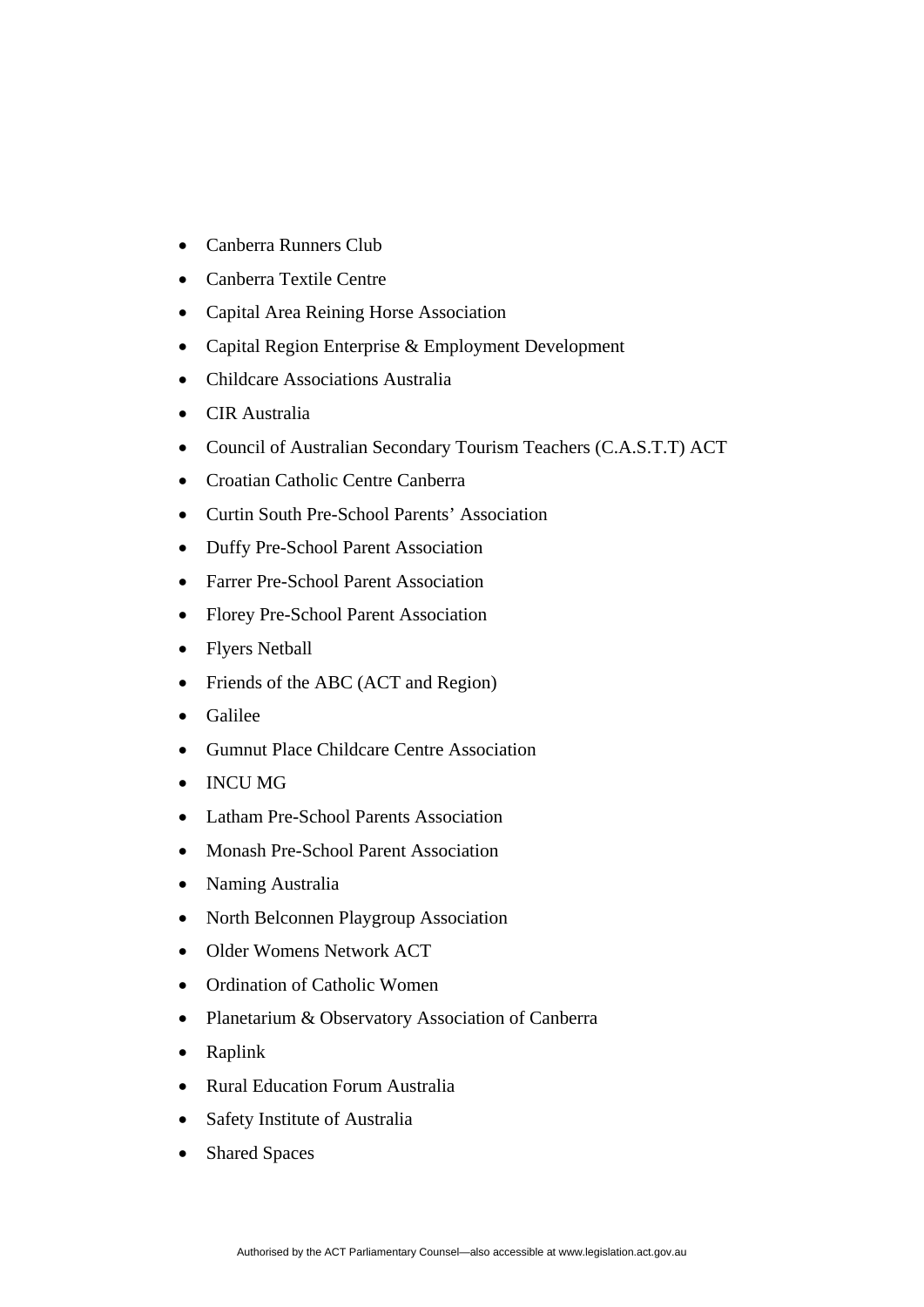- Canberra Runners Club
- Canberra Textile Centre
- Capital Area Reining Horse Association
- Capital Region Enterprise & Employment Development
- Childcare Associations Australia
- CIR Australia
- Council of Australian Secondary Tourism Teachers (C.A.S.T.T) ACT
- Croatian Catholic Centre Canberra
- Curtin South Pre-School Parents' Association
- Duffy Pre-School Parent Association
- Farrer Pre-School Parent Association
- Florey Pre-School Parent Association
- Flyers Netball
- Friends of the ABC (ACT and Region)
- Galilee
- Gumnut Place Childcare Centre Association
- INCU MG
- Latham Pre-School Parents Association
- Monash Pre-School Parent Association
- Naming Australia
- North Belconnen Playgroup Association
- Older Womens Network ACT
- Ordination of Catholic Women
- Planetarium & Observatory Association of Canberra
- Raplink
- Rural Education Forum Australia
- Safety Institute of Australia
- Shared Spaces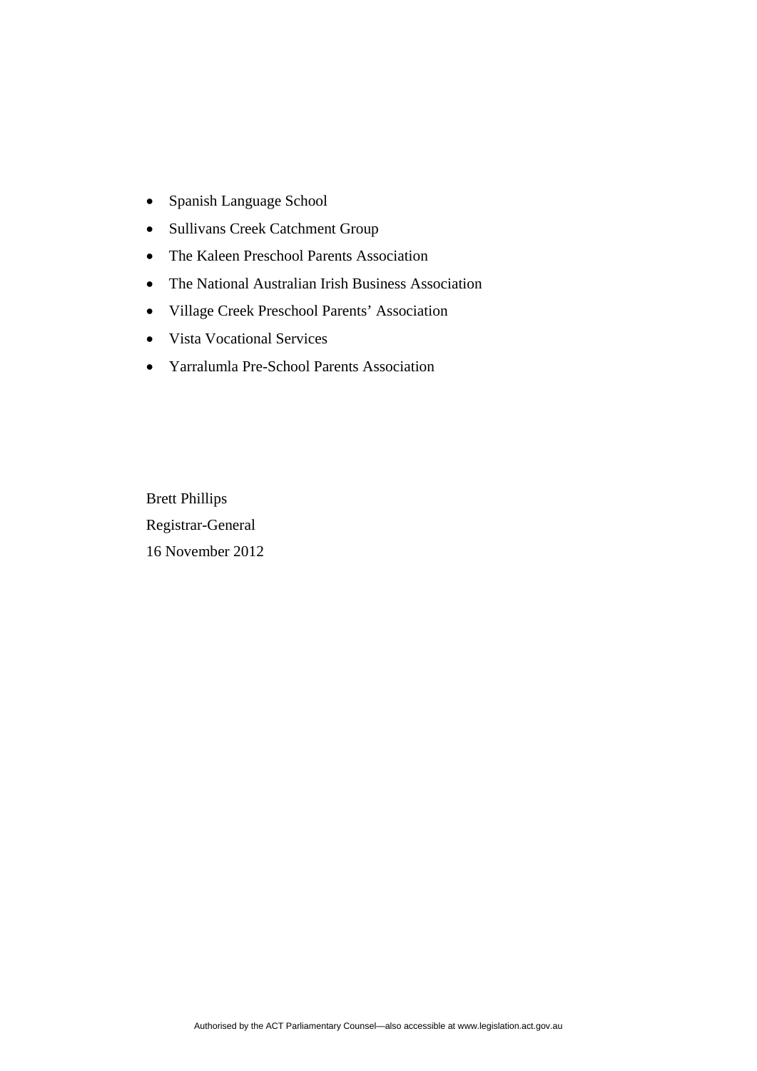- Spanish Language School
- Sullivans Creek Catchment Group
- The Kaleen Preschool Parents Association
- The National Australian Irish Business Association
- Village Creek Preschool Parents' Association
- Vista Vocational Services
- Yarralumla Pre-School Parents Association

Brett Phillips
Registrar-General
16 November 2012